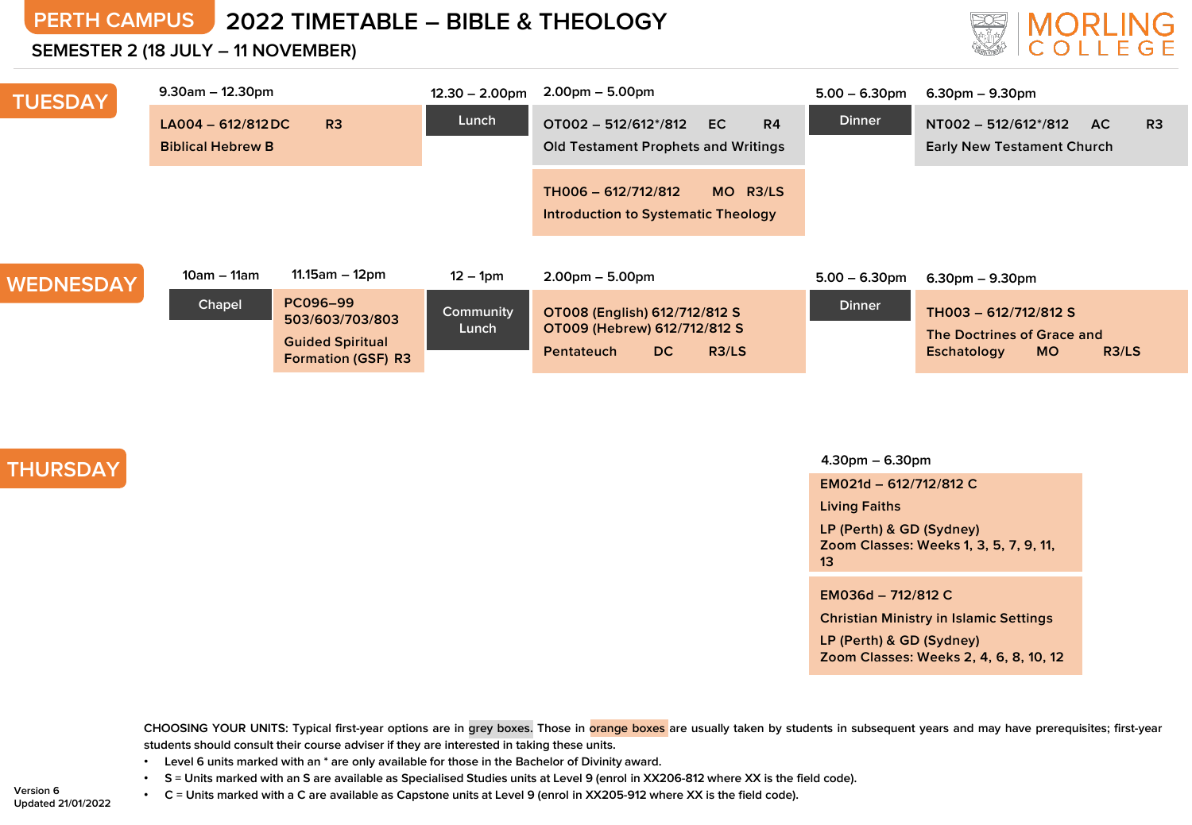PERTH CAMPUS

# 2022 TIMETABLE – BIBLE & THEOLOGY

## SEMESTER 2 (18 JULY – 11 NOVEMBER)

MORLING COLLEGE

## TUESDAY

| 9.30am – 12.30pm | 12.30 – 2.00pm | 2.00pm – 5.00pm | 5.00 – 6.30pm | 6.30pm – 9.30pm |
|---|---|---|---|---|
| LA004 – 612/812 DC R3<br>Biblical Hebrew B | Lunch | OT002 – 512/612*/812 EC R4<br>Old Testament Prophets and Writings | Dinner | NT002 – 512/612*/812 AC R3<br>Early New Testament Church |
| | | TH006 – 612/712/812 MO R3/LS<br>Introduction to Systematic Theology | | |

## WEDNESDAY

| 10am – 11am | 11.15am – 12pm | 12 – 1pm | 2.00pm – 5.00pm | 5.00 – 6.30pm | 6.30pm – 9.30pm |
|---|---|---|---|---|---|
| Chapel | PC096–99<br>503/603/703/803<br>Guided Spiritual Formation (GSF) R3 | Community Lunch | OT008 (English) 612/712/812 S<br>OT009 (Hebrew) 612/712/812 S<br>Pentateuch DC R3/LS | Dinner | TH003 – 612/712/812 S<br>The Doctrines of Grace and Eschatology MO R3/LS |

## THURSDAY

| 4.30pm – 6.30pm |
|---|
| EM021d – 612/712/812 C<br>Living Faiths<br>LP (Perth) & GD (Sydney)<br>Zoom Classes: Weeks 1, 3, 5, 7, 9, 11, 13 |
| EM036d – 712/812 C<br>Christian Ministry in Islamic Settings<br>LP (Perth) & GD (Sydney)<br>Zoom Classes: Weeks 2, 4, 6, 8, 10, 12 |

CHOOSING YOUR UNITS: Typical first-year options are in grey boxes. Those in orange boxes are usually taken by students in subsequent years and may have prerequisites; first-year students should consult their course adviser if they are interested in taking these units.

- Level 6 units marked with an * are only available for those in the Bachelor of Divinity award.
- S = Units marked with an S are available as Specialised Studies units at Level 9 (enrol in XX206-812 where XX is the field code).
- C = Units marked with a C are available as Capstone units at Level 9 (enrol in XX205-912 where XX is the field code).

Version 6
Updated 21/01/2022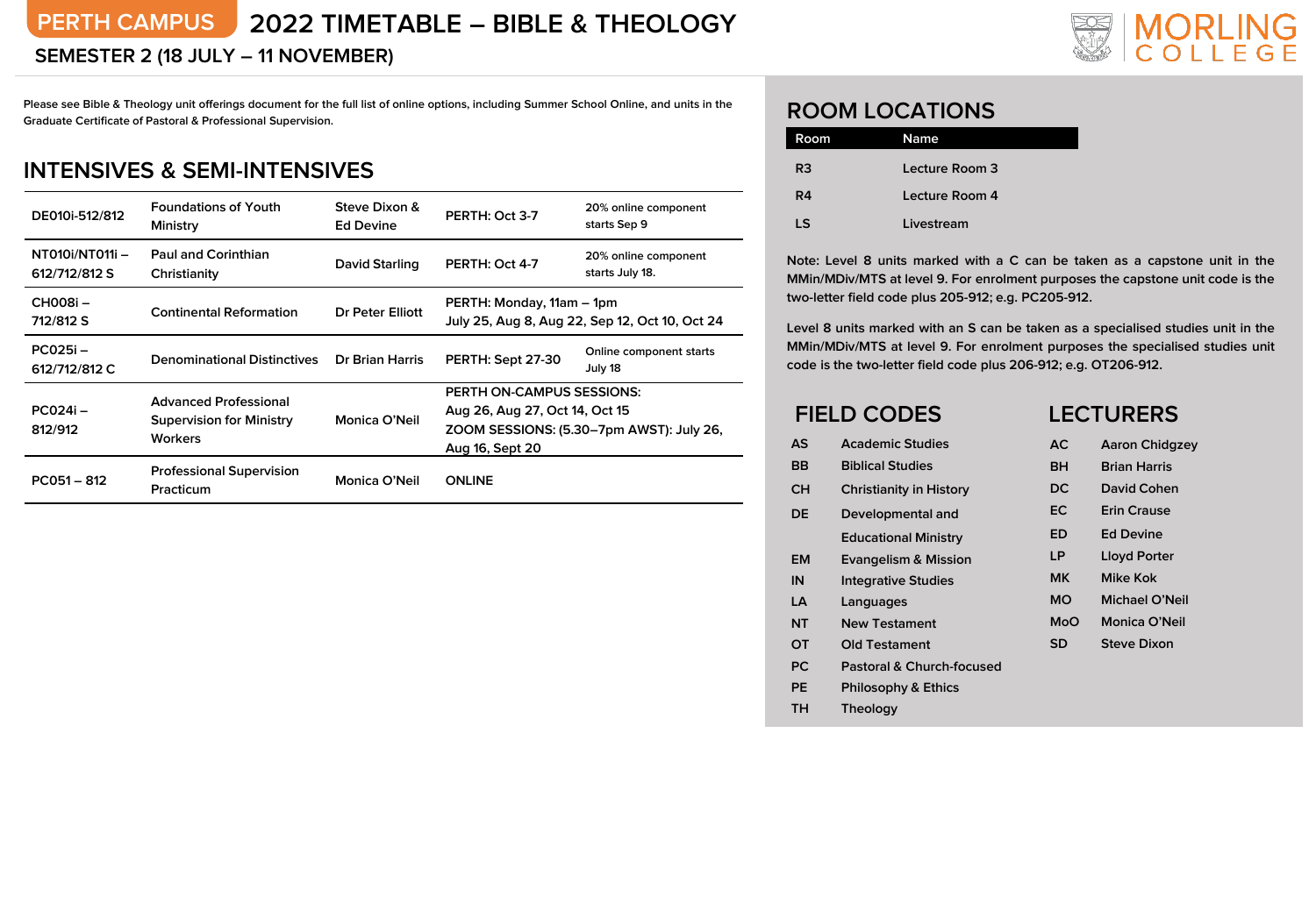PERTH CAMPUS

# 2022 TIMETABLE – BIBLE & THEOLOGY

SEMESTER 2 (18 JULY – 11 NOVEMBER)

MORLING COLLEGE

Please see Bible & Theology unit offerings document for the full list of online options, including Summer School Online, and units in the Graduate Certificate of Pastoral & Professional Supervision.

## INTENSIVES & SEMI-INTENSIVES

| | | | | |
|---|---|---|---|---|
| DE010i-512/812 | Foundations of Youth Ministry | Steve Dixon & Ed Devine | PERTH: Oct 3-7 | 20% online component starts Sep 9 |
| NT010i/NT011i – 612/712/812 S | Paul and Corinthian Christianity | David Starling | PERTH: Oct 4-7 | 20% online component starts July 18. |
| CH008i – 712/812 S | Continental Reformation | Dr Peter Elliott | PERTH: Monday, 11am – 1pm<br>July 25, Aug 8, Aug 22, Sep 12, Oct 10, Oct 24 | |
| PC025i – 612/712/812 C | Denominational Distinctives | Dr Brian Harris | PERTH: Sept 27-30 | Online component starts July 18 |
| PC024i – 812/912 | Advanced Professional Supervision for Ministry Workers | Monica O'Neil | PERTH ON-CAMPUS SESSIONS:<br>Aug 26, Aug 27, Oct 14, Oct 15<br>ZOOM SESSIONS: (5.30–7pm AWST): July 26, Aug 16, Sept 20 | |
| PC051 – 812 | Professional Supervision Practicum | Monica O'Neil | ONLINE | |

## ROOM LOCATIONS

| Room | Name |
|---|---|
| R3 | Lecture Room 3 |
| R4 | Lecture Room 4 |
| LS | Livestream |

**Note: Level 8 units marked with a C can be taken as a capstone unit in the MMin/MDiv/MTS at level 9. For enrolment purposes the capstone unit code is the two-letter field code plus 205-912; e.g. PC205-912.**

**Level 8 units marked with an S can be taken as a specialised studies unit in the MMin/MDiv/MTS at level 9. For enrolment purposes the specialised studies unit code is the two-letter field code plus 206-912; e.g. OT206-912.**

## FIELD CODES

| | |
|---|---|
| AS | Academic Studies |
| BB | Biblical Studies |
| CH | Christianity in History |
| DE | Developmental and Educational Ministry |
| EM | Evangelism & Mission |
| IN | Integrative Studies |
| LA | Languages |
| NT | New Testament |
| OT | Old Testament |
| PC | Pastoral & Church-focused |
| PE | Philosophy & Ethics |
| TH | Theology |

## LECTURERS

| | |
|---|---|
| AC | Aaron Chidgzey |
| BH | Brian Harris |
| DC | David Cohen |
| EC | Erin Crause |
| ED | Ed Devine |
| LP | Lloyd Porter |
| MK | Mike Kok |
| MO | Michael O'Neil |
| MoO | Monica O'Neil |
| SD | Steve Dixon |